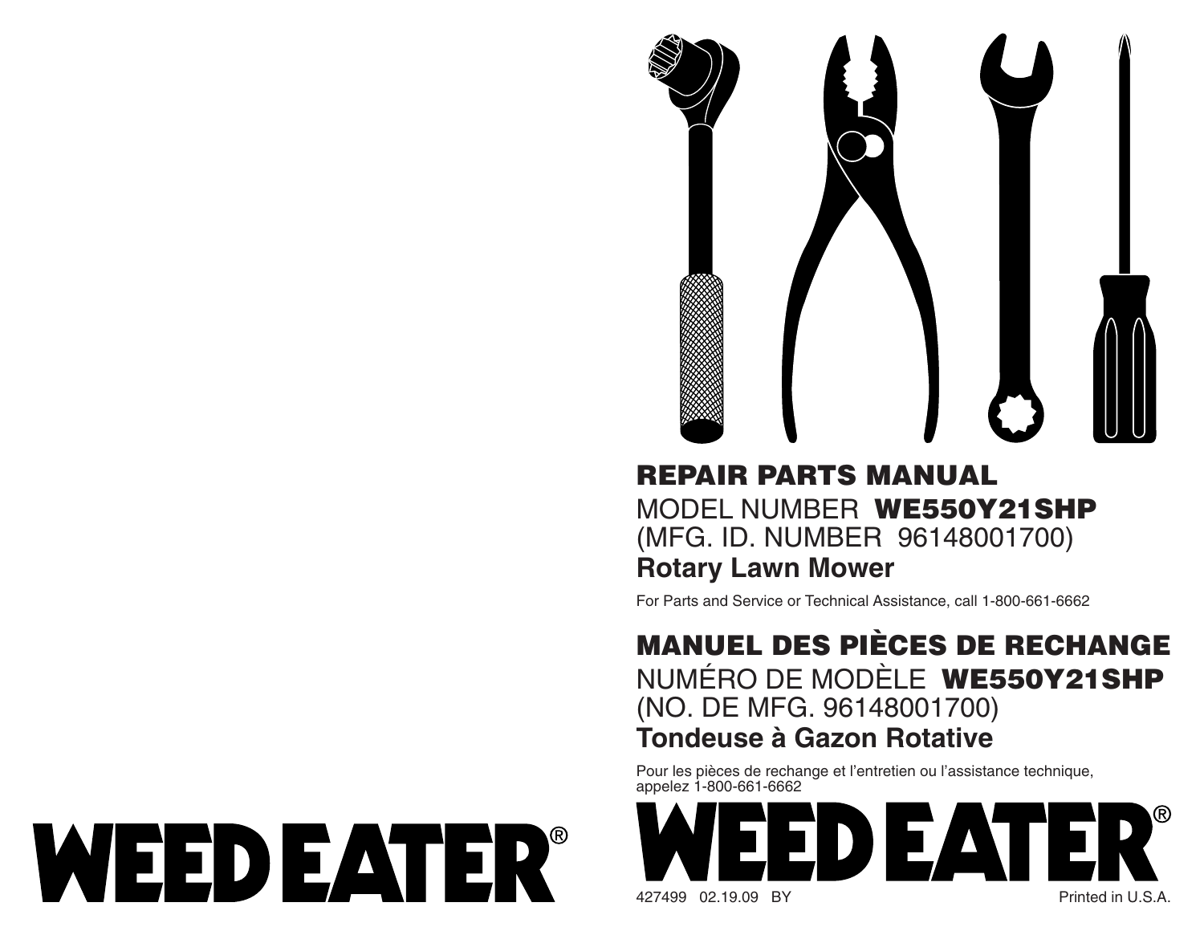WEED EATER®

# REPAIR PARTS MANUAL

MODEL NUMBER **WE550Y21SHP**
(MFG. ID. NUMBER 96148001700)

**Rotary Lawn Mower**

For Parts and Service or Technical Assistance, call 1-800-661-6662

# MANUEL DES PIÈCES DE RECHANGE

NUMÉRO DE MODÈLE **WE550Y21SHP**
(NO. DE MFG. 96148001700)

**Tondeuse à Gazon Rotative**

Pour les pièces de rechange et l'entretien ou l'assistance technique, appelez 1-800-661-6662

WEED EATER®

427499 02.19.09 BY

Printed in U.S.A.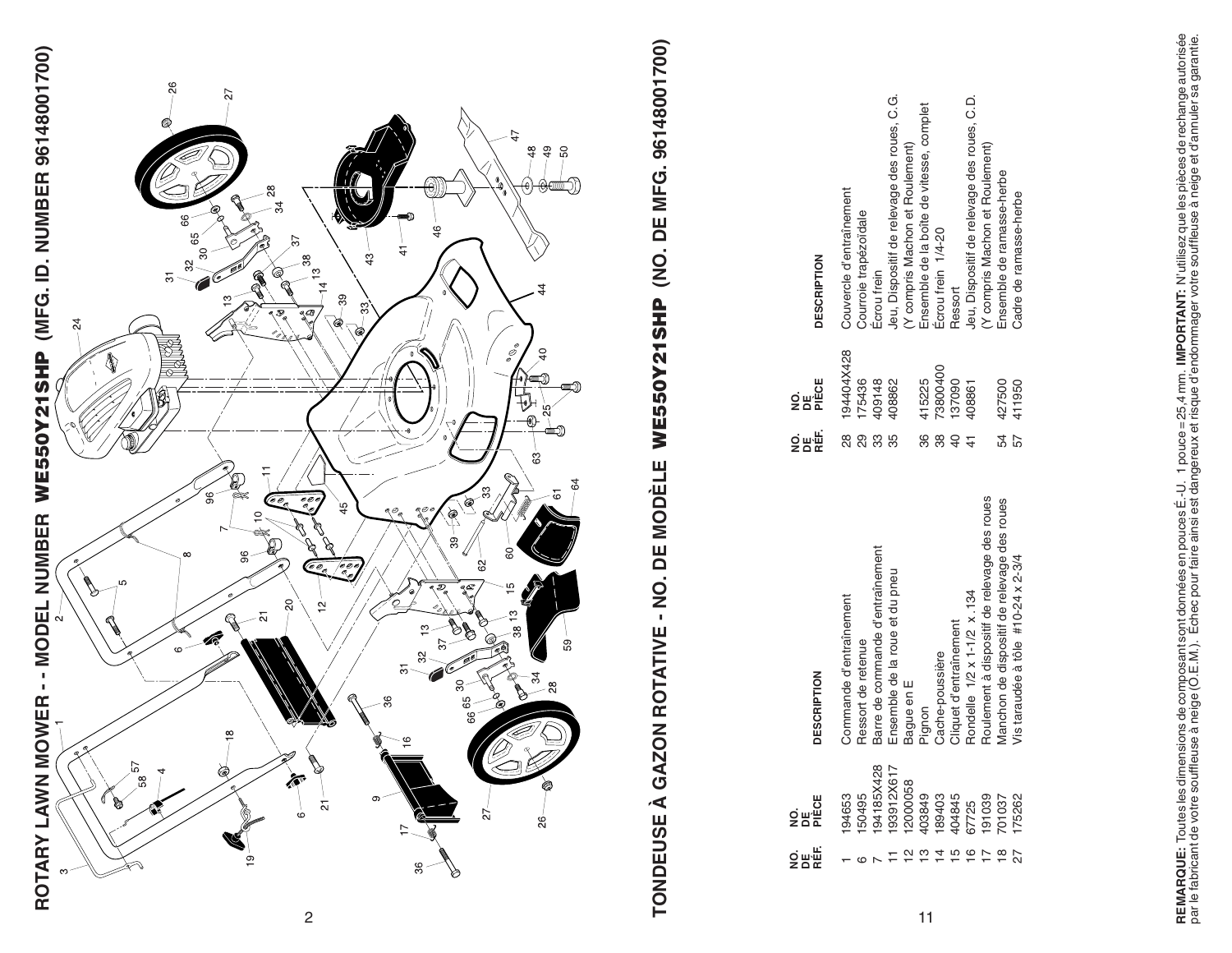# ROTARY LAWN MOWER - - MODEL NUMBER WE550Y21SHP (MFG. ID. NUMBER 96148001700)

# TONDEUSE À GAZON ROTATIVE - NO. DE MODÈLE WE550Y21SHP (NO. DE MFG. 96148001700)

| NO. DE RÉF. | NO. DE PIÈCE | DESCRIPTION |
|---|---|---|
| 1 | 194653 | Commande d'entraînement |
| 6 | 150495 | Ressort de retenue |
| 7 | 194185X428 | Barre de commande d'entraînement |
| 11 | 193912X617 | Ensemble de la roue et du pneu |
| 12 | 12000058 | Bague en E |
| 13 | 403849 | Pignon |
| 14 | 189403 | Cache-poussière |
| 15 | 404845 | Cliquet d'entraînement |
| 16 | 67725 | Rondelle 1/2 x 1-1/2 x .134 |
| 17 | 191039 | Roulement à dispositif de relevage des roues |
| 18 | 701037 | Manchon de dispositif de relevage des roues |
| 27 | 175262 | Vis taraudée à tôle #10-24 x 2-3/4 |

| NO. DE RÉF. | NO. DE PIÈCE | DESCRIPTION |
|---|---|---|
| 28 | 194404X428 | Couvercle d'entraînement |
| 29 | 175436 | Courroie trapézoïdale |
| 33 | 409148 | Écrou frein |
| 35 | 408862 | Jeu, Dispositif de relevage des roues, C.G. (Y compris Machon et Roulement) |
| 36 | 415225 | Ensemble de la boîte de vitesse, complet |
| 38 | 73800400 | Écrou frein 1/4-20 |
| 40 | 137090 | Ressort |
| 41 | 408861 | Jeu, Dispositif de relevage des roues, C.D. (Y compris Machon et Roulement) |
| 54 | 427500 | Ensemble de ramasse-herbe |
| 57 | 411950 | Cadre de ramasse-herbe |

**REMARQUE:** Toutes les dimensions de composant sont données en pouces É.-U. 1 pouce = 25,4 mm. **IMPORTANT:** N'utilisez que les pièces de rechange autorisée par le fabricant de votre souffleuse à neige (O.E.M.). Échec pour faire ainsi est dangereux et risque d'endommager votre souffleuse à neige et d'annuler sa garantie.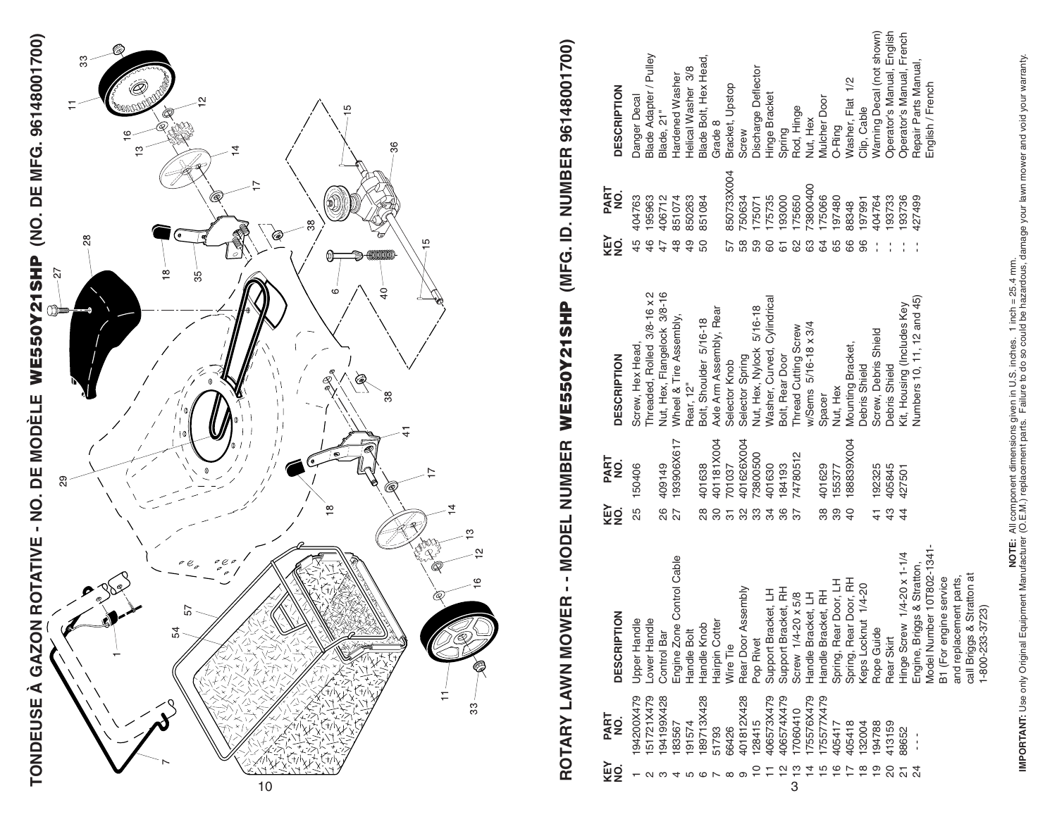# TONDEUSE À GAZON ROTATIVE - NO. DE MODÈLE WE550Y21SHP (NO. DE MFG. 96148001700)

# ROTARY LAWN MOWER - - MODEL NUMBER WE550Y21SHP (MFG. ID. NUMBER 96148001700)

| KEY NO. | PART NO. | DESCRIPTION |
|---|---|---|
| 1 | 194200X479 | Upper Handle |
| 2 | 151721X479 | Lower Handle |
| 3 | 194199X428 | Control Bar |
| 4 | 183567 | Engine Zone Control Cable |
| 5 | 191574 | Handle Bolt |
| 6 | 189713X428 | Handle Knob |
| 7 | 51793 | Hairpin Cotter |
| 8 | 66426 | Wire Tie |
| 9 | 401812X428 | Rear Door Assembly |
| 10 | 128415 | Pop Rivet |
| 11 | 406573X479 | Support Bracket, LH |
| 12 | 406574X479 | Support Bracket, RH |
| 13 | 17060410 | Screw 1/4-20 x 5/8 |
| 14 | 175576X479 | Handle Bracket, LH |
| 15 | 175577X479 | Handle Bracket, RH |
| 16 | 405417 | Spring, Rear Door, LH |
| 17 | 405418 | Spring, Rear Door, RH |
| 18 | 132004 | Keps Locknut 1/4-20 |
| 19 | 194788 | Rope Guide |
| 20 | 413159 | Rear Skirt |
| 21 | 88652 | Hinge Screw 1/4-20 x 1-1/4 |
| 24 | - - - | Engine, Briggs & Stratton, Model Number 10T802-1341-B1 (For engine service and replacement parts, call Briggs & Stratton at 1-800-233-3723) |
| 25 | 150406 | Screw, Hex Head, Threaded, Rolled 3/8-16 x 2 |
| 26 | 409149 | Nut, Hex, Flangelock 3/8-16 |
| 27 | 193906X617 | Wheel & Tire Assembly, Rear, 12" |
| 28 | 401638 | Bolt, Shoulder 5/16-18 |
| 30 | 401181X004 | Axle Arm Assembly, Rear |
| 31 | 701037 | Selector Knob |
| 32 | 401626X004 | Selector Spring |
| 33 | 73800500 | Nut, Hex, Nylock 5/16-18 |
| 34 | 401630 | Washer, Curved, Cylindrical |
| 36 | 184193 | Bolt, Rear Door |
| 37 | 74780512 | Thread Cutting Screw w/Sems 5/16-18 x 3/4 |
| 38 | 401629 | Spacer |
| 39 | 155377 | Nut, Hex |
| 40 | 188839X004 | Mounting Bracket, Debris Shield |
| 41 | 192325 | Screw, Debris Shield |
| 43 | 405845 | Debris Shield |
| 44 | 427501 | Kit, Housing (Includes Key Numbers 10, 11, 12 and 45) |
| 45 | 404763 | Danger Decal |
| 46 | 195963 | Blade Adapter / Pulley |
| 47 | 406712 | Blade, 21" |
| 48 | 851074 | Hardened Washer |
| 49 | 850263 | Helical Washer 3/8 |
| 50 | 851084 | Blade Bolt, Hex Head, Grade 8 |
| 57 | 850733X004 | Bracket, Upstop |
| 58 | 750634 | Screw |
| 59 | 175071 | Discharge Deflector |
| 60 | 175735 | Hinge Bracket |
| 61 | 193000 | Spring |
| 62 | 175650 | Rod, Hinge |
| 63 | 73800400 | Nut, Hex |
| 64 | 175066 | Mulcher Door |
| 65 | 197480 | O-Ring |
| 66 | 88348 | Washer, Flat 1/2 |
| 96 | 197991 | Clip, Cable |
| - - | 404764 | Warning Decal (not shown) |
| - - | 193733 | Operator's Manual, English |
| - - | 193736 | Operator's Manual, French |
| - - | 427499 | Repair Parts Manual, English / French |

**NOTE:** All component dimensions given in U.S. inches. 1 inch = 25.4 mm.

**IMPORTANT:** Use only Original Equipment Manufacturer (O.E.M.) replacement parts. Failure to do so could be hazardous, damage your lawn mower and void your warranty.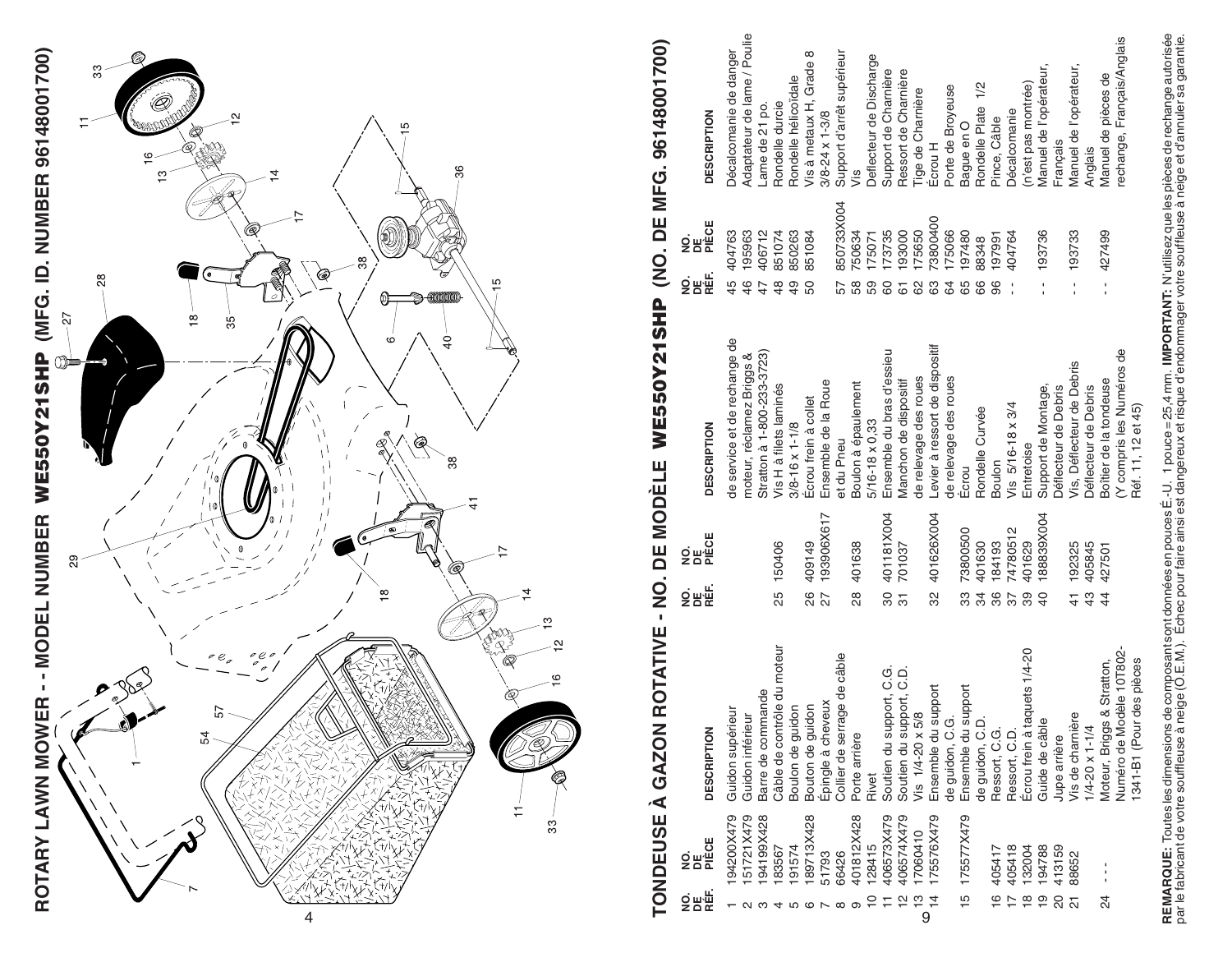# ROTARY LAWN MOWER - - MODEL NUMBER WE550Y21SHP (MFG. ID. NUMBER 96148001700)

# TONDEUSE À GAZON ROTATIVE - NO. DE MODÈLE WE550Y21SHP (NO. DE MFG. 96148001700)

| NO. DE RÉF. | NO. DE PIÈCE | DESCRIPTION |
|---|---|---|
| 1 | 194200X479 | Guidon supérieur |
| 2 | 151721X479 | Guidon inférieur |
| 3 | 194199X428 | Barre de commande |
| 4 | 183567 | Câble de contrôle du moteur |
| 5 | 191574 | Boulon de guidon |
| 6 | 189713X428 | Bouton de guidon |
| 7 | 51793 | Épingle à cheveux |
| 8 | 66426 | Collier de serrage de câble |
| 9 | 401812X428 | Porte arrière |
| 10 | 128415 | Rivet |
| 11 | 406573X479 | Soutien du support, C.G. |
| 12 | 406574X479 | Soutien du support, C.D. |
| 13 | 17060410 | Vis 1/4-20 x 5/8 |
| 14 | 175576X479 | Ensemble du support de guidon, C.G. |
| 15 | 175577X479 | Ensemble du support de guidon, C.D. |
| 16 | 405417 | Ressort, C.G. |
| 17 | 405418 | Ressort, C.D. |
| 18 | 132004 | Écrou frein à taquets 1/4-20 |
| 19 | 194788 | Guide de câble |
| 20 | 413159 | Jupe arrière |
| 21 | 88652 | Vis de charnière 1/4-20 x 1-1/4 |
| 24 | - - - | Moteur, Briggs & Stratton, Numéro de Modèle 10T802-1341-B1 (Pour des pièces de service et de rechange de moteur, réclamez Briggs & Stratton à 1-800-233-3723) |
| 25 | 150406 | Vis H à filets laminés 3/8-16 x 1-1/8 |
| 26 | 409149 | Écrou frein à collet |
| 27 | 193906X617 | Ensemble de la Roue et du Pneu |
| 28 | 401638 | Boulon à épaulement 5/16-18 x 0,33 |
| 30 | 401181X004 | Ensemble du bras d'essieu |
| 31 | 701037 | Manchon de dispositif de relevage des roues |
| 32 | 401626X004 | Levier à ressort de dispositif de relevage des roues |
| 33 | 73800500 | Écrou |
| 34 | 401630 | Rondelle Curvée |
| 36 | 184193 | Boulon |
| 37 | 74780512 | Vis 5/16-18 x 3/4 |
| 39 | 401629 | Entretoise |
| 40 | 188839X004 | Support de Montage, Déflecteur de Debris |
| 41 | 192325 | Vis, Déflecteur de Debris |
| 43 | 405845 | Déflecteur de Debris |
| 44 | 427501 | Boîtier de la tondeuse (Y compris les Numéros de Réf. 11, 12 et 45) |
| 45 | 404763 | Décalcomanie de danger |
| 46 | 195963 | Adaptateur de lame / Poulie |
| 47 | 406712 | Lame de 21 po. |
| 48 | 851074 | Rondelle durcie |
| 49 | 850263 | Rondelle hélicoïdale |
| 50 | 851084 | Vis à metaux H, Grade 8 3/8-24 x 1-3/8 |
| 57 | 850733X004 | Support d'arrêt supérieur |
| 58 | 750634 | Vis |
| 59 | 175071 | Deflecteur de Discharge |
| 60 | 173735 | Support de Charnière |
| 61 | 193000 | Ressort de Charnière |
| 62 | 175650 | Tige de Charnière |
| 63 | 73800400 | Écrou H |
| 64 | 175066 | Porte de Broyeuse |
| 65 | 197480 | Bague en O |
| 66 | 88348 | Rondelle Plate 1/2 |
| 96 | 197991 | Pince, Câble |
| - - | 404764 | Décalcomanie (n'est pas montrée) |
| - - | 193736 | Manuel de l'opérateur, Français |
| - - | 193733 | Manuel de l'opérateur, Anglais |
| - - | 427499 | Manuel de pièces de rechange, Français/Anglais |

**REMARQUE:** Toutes les dimensions de composant sont données en pouces É.-U. 1 pouce = 25,4 mm. **IMPORTANT:** N'utilisez que les pièces de rechange autorisée par le fabricant de votre souffleuse à neige (O.E.M.). Échec pour faire ainsi est dangereux et risque d'endommager votre souffleuse à neige et d'annuler sa garantie.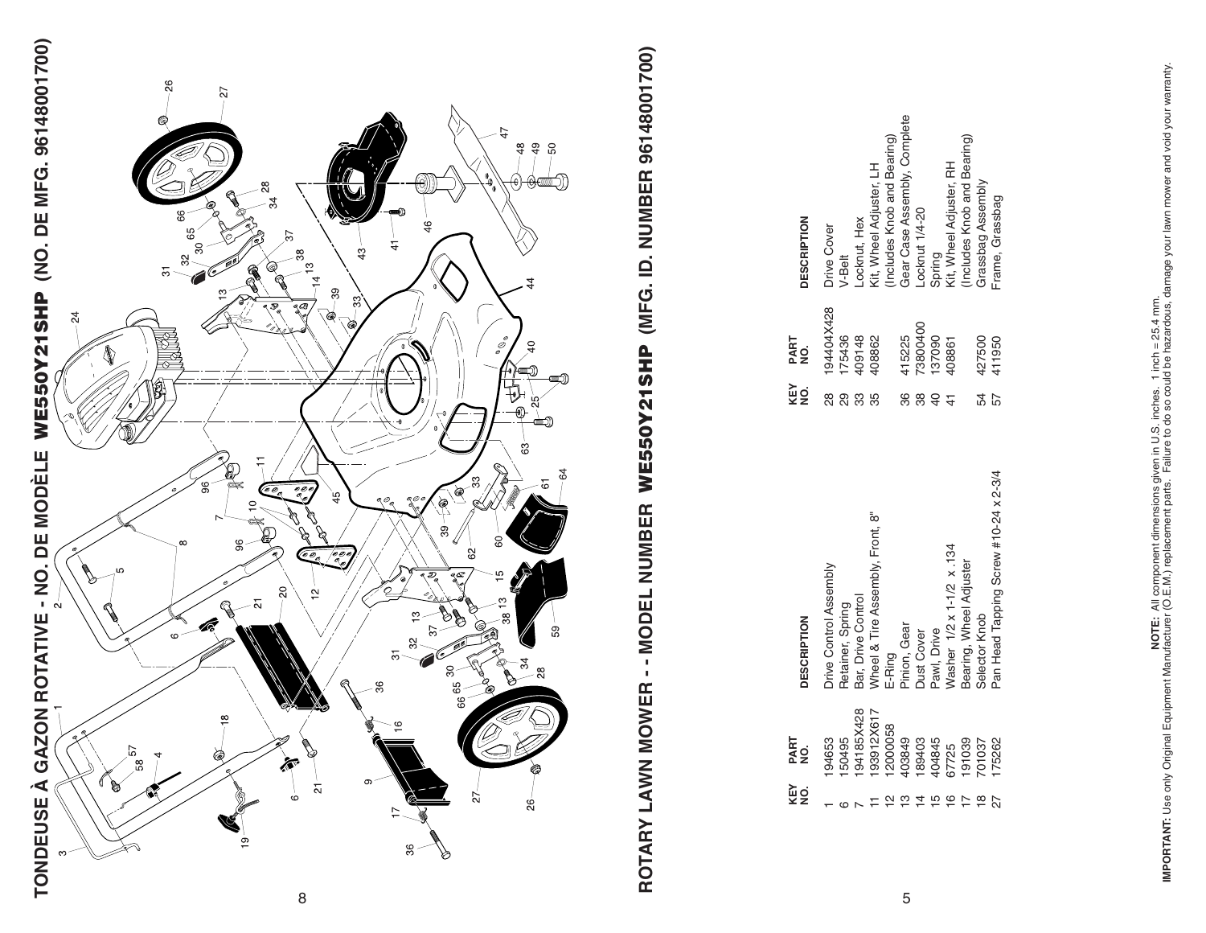# TONDEUSE À GAZON ROTATIVE - NO. DE MODÈLE WE550Y21SHP (NO. DE MFG. 96148001700)

# ROTARY LAWN MOWER - - MODEL NUMBER WE550Y21SHP (MFG. ID. NUMBER 96148001700)

| KEY NO. | PART NO. | DESCRIPTION |
|---|---|---|
| 1 | 194653 | Drive Control Assembly |
| 6 | 150495 | Retainer, Spring |
| 7 | 194185X428 | Bar, Drive Control |
| 11 | 193912X617 | Wheel & Tire Assembly, Front, 8" |
| 12 | 12000058 | E-Ring |
| 13 | 403849 | Pinion, Gear |
| 14 | 189403 | Dust Cover |
| 15 | 404845 | Pawl, Drive |
| 16 | 67725 | Washer 1/2 x 1-1/2 x .134 |
| 17 | 191039 | Bearing, Wheel Adjuster |
| 18 | 701037 | Selector Knob |
| 27 | 175262 | Pan Head Tapping Screw #10-24 x 2-3/4 |

| KEY NO. | PART NO. | DESCRIPTION |
|---|---|---|
| 28 | 194404X428 | Drive Cover |
| 29 | 175436 | V-Belt |
| 33 | 409148 | Locknut, Hex |
| 35 | 408862 | Kit, Wheel Adjuster, LH (Includes Knob and Bearing) |
| 36 | 415225 | Gear Case Assembly, Complete |
| 38 | 73800400 | Locknut 1/4-20 |
| 40 | 137090 | Spring |
| 41 | 408861 | Kit, Wheel Adjuster, RH (Includes Knob and Bearing) |
| 54 | 427500 | Grassbag Assembly |
| 57 | 411950 | Frame, Grassbag |

**NOTE:** All component dimensions given in U.S. inches. 1 inch = 25.4 mm.

**IMPORTANT:** Use only Original Equipment Manufacturer (O.E.M.) replacement parts. Failure to do so could be hazardous, damage your lawn mower and void your warranty.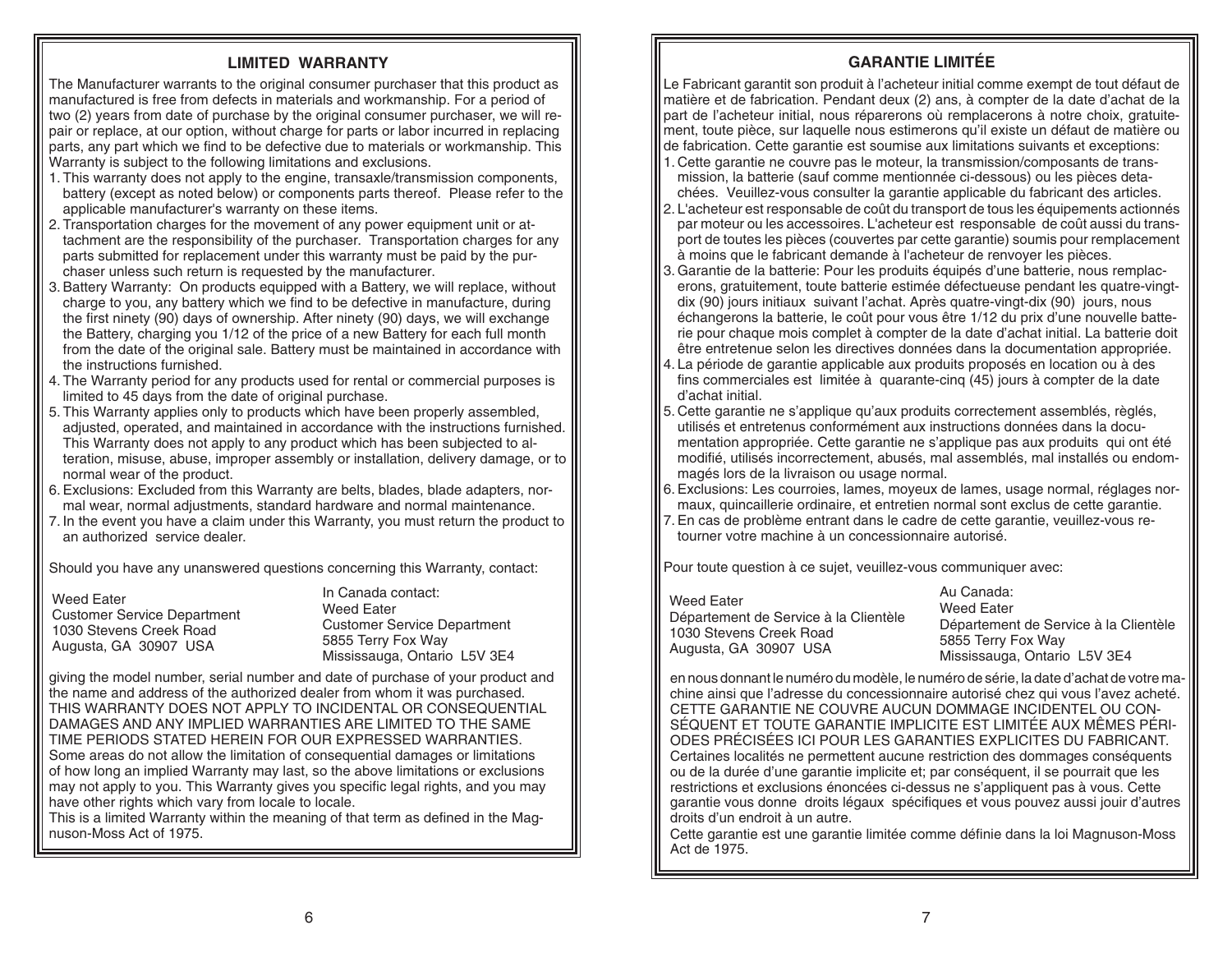## LIMITED WARRANTY

The Manufacturer warrants to the original consumer purchaser that this product as manufactured is free from defects in materials and workmanship. For a period of two (2) years from date of purchase by the original consumer purchaser, we will repair or replace, at our option, without charge for parts or labor incurred in replacing parts, any part which we find to be defective due to materials or workmanship. This Warranty is subject to the following limitations and exclusions.

1. This warranty does not apply to the engine, transaxle/transmission components, battery (except as noted below) or components parts thereof. Please refer to the applicable manufacturer's warranty on these items.
2. Transportation charges for the movement of any power equipment unit or attachment are the responsibility of the purchaser. Transportation charges for any parts submitted for replacement under this warranty must be paid by the purchaser unless such return is requested by the manufacturer.
3. Battery Warranty: On products equipped with a Battery, we will replace, without charge to you, any battery which we find to be defective in manufacture, during the first ninety (90) days of ownership. After ninety (90) days, we will exchange the Battery, charging you 1/12 of the price of a new Battery for each full month from the date of the original sale. Battery must be maintained in accordance with the instructions furnished.
4. The Warranty period for any products used for rental or commercial purposes is limited to 45 days from the date of original purchase.
5. This Warranty applies only to products which have been properly assembled, adjusted, operated, and maintained in accordance with the instructions furnished. This Warranty does not apply to any product which has been subjected to alteration, misuse, abuse, improper assembly or installation, delivery damage, or to normal wear of the product.
6. Exclusions: Excluded from this Warranty are belts, blades, blade adapters, normal wear, normal adjustments, standard hardware and normal maintenance.
7. In the event you have a claim under this Warranty, you must return the product to an authorized service dealer.

Should you have any unanswered questions concerning this Warranty, contact:

Weed Eater
Customer Service Department
1030 Stevens Creek Road
Augusta, GA 30907 USA

In Canada contact:
Weed Eater
Customer Service Department
5855 Terry Fox Way
Mississauga, Ontario L5V 3E4

giving the model number, serial number and date of purchase of your product and the name and address of the authorized dealer from whom it was purchased.
THIS WARRANTY DOES NOT APPLY TO INCIDENTAL OR CONSEQUENTIAL DAMAGES AND ANY IMPLIED WARRANTIES ARE LIMITED TO THE SAME TIME PERIODS STATED HEREIN FOR OUR EXPRESSED WARRANTIES.
Some areas do not allow the limitation of consequential damages or limitations of how long an implied Warranty may last, so the above limitations or exclusions may not apply to you. This Warranty gives you specific legal rights, and you may have other rights which vary from locale to locale.
This is a limited Warranty within the meaning of that term as defined in the Magnuson-Moss Act of 1975.

## GARANTIE LIMITÉE

Le Fabricant garantit son produit à l'acheteur initial comme exempt de tout défaut de matière et de fabrication. Pendant deux (2) ans, à compter de la date d'achat de la part de l'acheteur initial, nous réparerons où remplacerons à notre choix, gratuitement, toute pièce, sur laquelle nous estimerons qu'il existe un défaut de matière ou de fabrication. Cette garantie est soumise aux limitations suivants et exceptions:

1. Cette garantie ne couvre pas le moteur, la transmission/composants de transmission, la batterie (sauf comme mentionnée ci-dessous) ou les pièces detachées. Veuillez-vous consulter la garantie applicable du fabricant des articles.
2. L'acheteur est responsable de coût du transport de tous les équipements actionnés par moteur ou les accessoires. L'acheteur est responsable de coût aussi du transport de toutes les pièces (couvertes par cette garantie) soumis pour remplacement à moins que le fabricant demande à l'acheteur de renvoyer les pièces.
3. Garantie de la batterie: Pour les produits équipés d'une batterie, nous remplacerons, gratuitement, toute batterie estimée défectueuse pendant les quatre-vingt-dix (90) jours initiaux suivant l'achat. Après quatre-vingt-dix (90) jours, nous échangerons la batterie, le coût pour vous être 1/12 du prix d'une nouvelle batterie pour chaque mois complet à compter de la date d'achat initial. La batterie doit être entretenue selon les directives données dans la documentation appropriée.
4. La période de garantie applicable aux produits proposés en location ou à des fins commerciales est limitée à quarante-cinq (45) jours à compter de la date d'achat initial.
5. Cette garantie ne s'applique qu'aux produits correctement assemblés, règlés, utilisés et entretenus conformément aux instructions données dans la documentation appropriée. Cette garantie ne s'applique pas aux produits qui ont été modifié, utilisés incorrectement, abusés, mal assemblés, mal installés ou endommagés lors de la livraison ou usage normal.
6. Exclusions: Les courroies, lames, moyeux de lames, usage normal, réglages normaux, quincaillerie ordinaire, et entretien normal sont exclus de cette garantie.
7. En cas de problème entrant dans le cadre de cette garantie, veuillez-vous retourner votre machine à un concessionnaire autorisé.

Pour toute question à ce sujet, veuillez-vous communiquer avec:

Weed Eater
Département de Service à la Clientèle
1030 Stevens Creek Road
Augusta, GA 30907 USA

Au Canada:
Weed Eater
Département de Service à la Clientèle
5855 Terry Fox Way
Mississauga, Ontario L5V 3E4

en nous donnant le numéro du modèle, le numéro de série, la date d'achat de votre machine ainsi que l'adresse du concessionnaire autorisé chez qui vous l'avez acheté.
CETTE GARANTIE NE COUVRE AUCUN DOMMAGE INCIDENTEL OU CONSÉQUENT ET TOUTE GARANTIE IMPLICITE EST LIMITÉE AUX MÊMES PÉRIODES PRÉCISÉES ICI POUR LES GARANTIES EXPLICITES DU FABRICANT.
Certaines localités ne permettent aucune restriction des dommages conséquents ou de la durée d'une garantie implicite et; par conséquent, il se pourrait que les restrictions et exclusions énoncées ci-dessus ne s'appliquent pas à vous. Cette garantie vous donne droits légaux spécifiques et vous pouvez aussi jouir d'autres droits d'un endroit à un autre.
Cette garantie est une garantie limitée comme définie dans la loi Magnuson-Moss Act de 1975.